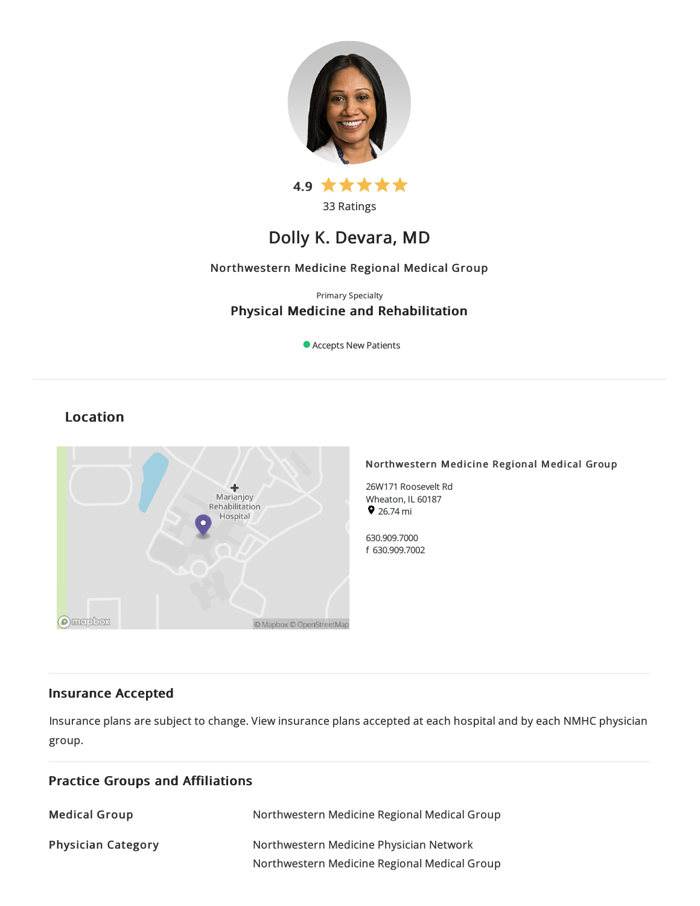4.9 ★★★★★

33 Ratings

# Dolly K. Devara, MD

Northwestern Medicine Regional Medical Group

Primary Specialty

**Physical Medicine and Rehabilitation**

Accepts New Patients

## Location

**Northwestern Medicine Regional Medical Group**

26W171 Roosevelt Rd
Wheaton, IL 60187
26.74 mi

630.909.7000
f 630.909.7002

## Insurance Accepted

Insurance plans are subject to change. View insurance plans accepted at each hospital and by each NMHC physician group.

## Practice Groups and Affiliations

| | |
|---|---|
| **Medical Group** | Northwestern Medicine Regional Medical Group |
| **Physician Category** | Northwestern Medicine Physician Network<br>Northwestern Medicine Regional Medical Group |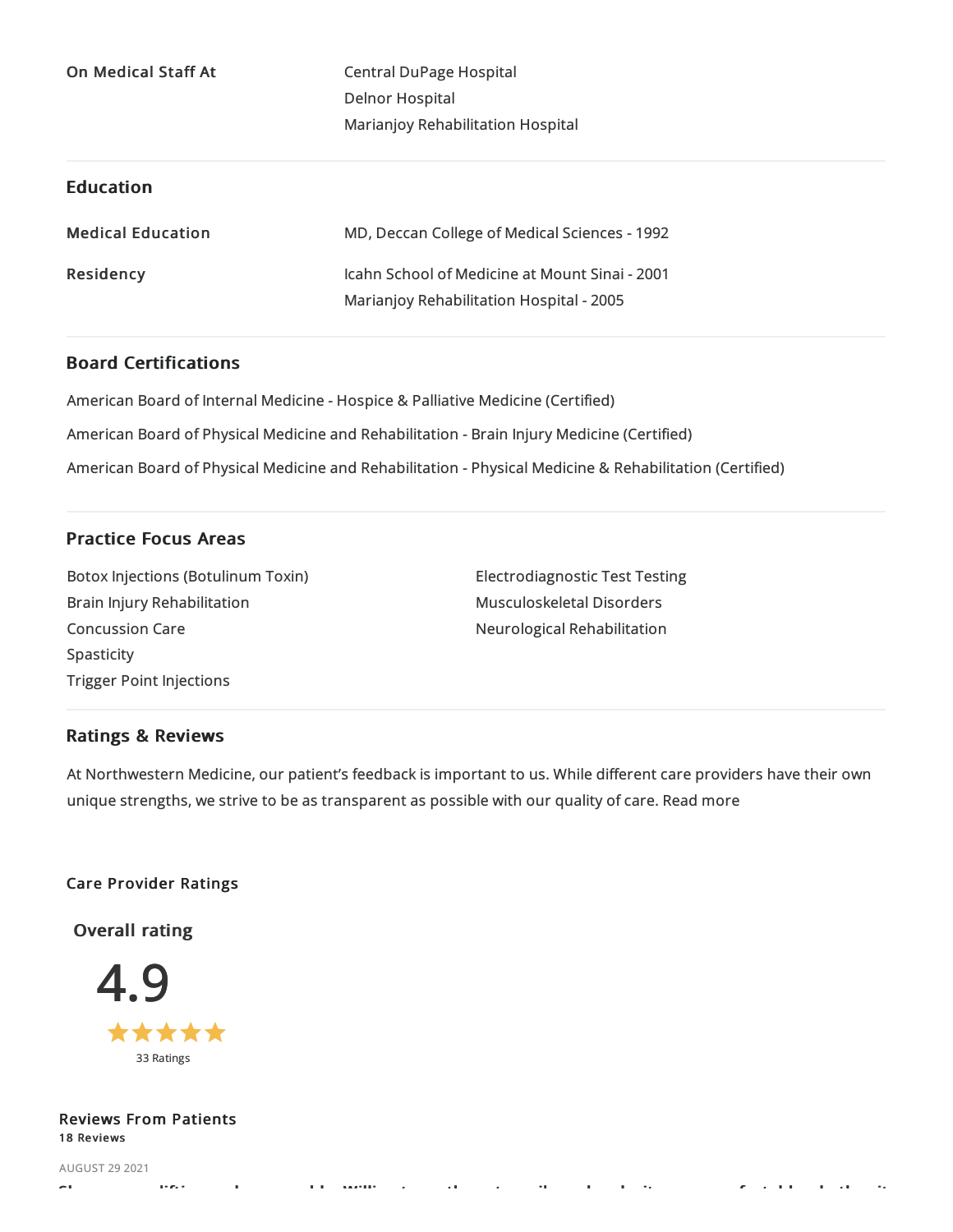| | |
|---|---|
| **On Medical Staff At** | Central DuPage Hospital<br>Delnor Hospital<br>Marianjoy Rehabilitation Hospital |

## Education

| | |
|---|---|
| **Medical Education** | MD, Deccan College of Medical Sciences - 1992 |
| **Residency** | Icahn School of Medicine at Mount Sinai - 2001<br>Marianjoy Rehabilitation Hospital - 2005 |

## Board Certifications

American Board of Internal Medicine - Hospice & Palliative Medicine (Certified)

American Board of Physical Medicine and Rehabilitation - Brain Injury Medicine (Certified)

American Board of Physical Medicine and Rehabilitation - Physical Medicine & Rehabilitation (Certified)

## Practice Focus Areas

- Botox Injections (Botulinum Toxin)
- Brain Injury Rehabilitation
- Concussion Care
- Spasticity
- Trigger Point Injections
- Electrodiagnostic Test Testing
- Musculoskeletal Disorders
- Neurological Rehabilitation

## Ratings & Reviews

At Northwestern Medicine, our patient's feedback is important to us. While different care providers have their own unique strengths, we strive to be as transparent as possible with our quality of care. Read more

### Care Provider Ratings

**Overall rating**

4.9

★★★★★

33 Ratings

### Reviews From Patients

**18 Reviews**

AUGUST 29 2021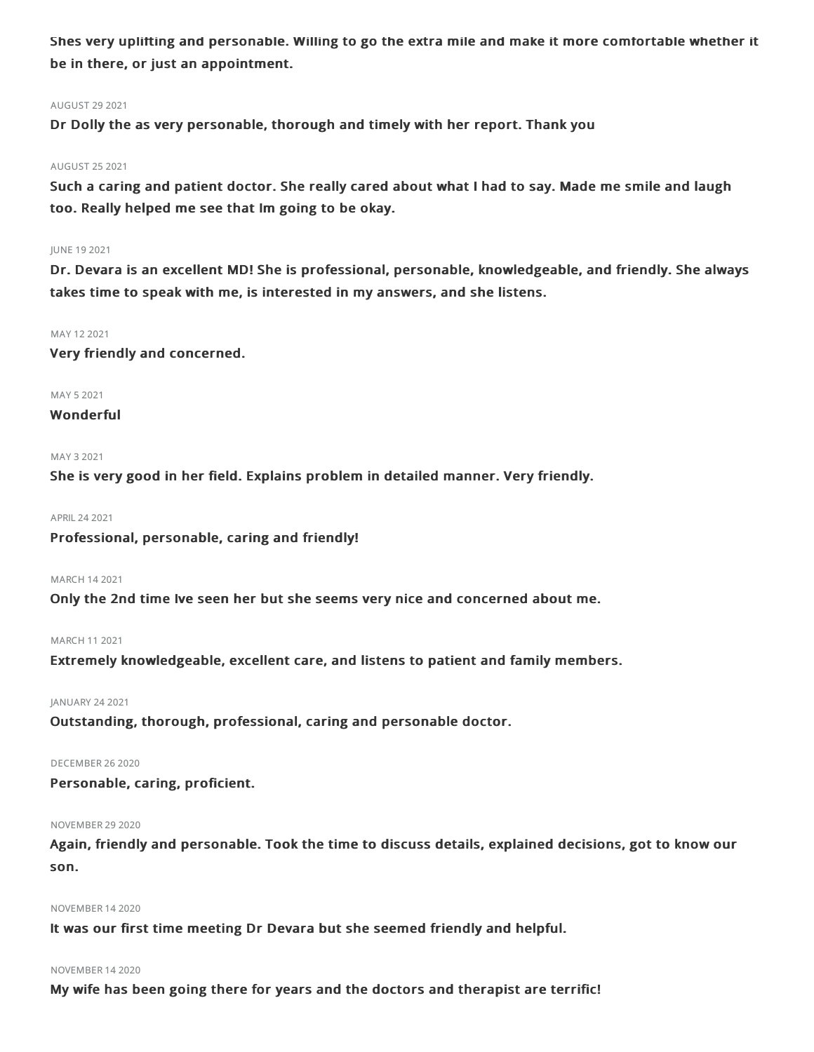**Shes very uplifting and personable. Willing to go the extra mile and make it more comfortable whether it be in there, or just an appointment.**

AUGUST 29 2021

**Dr Dolly the as very personable, thorough and timely with her report. Thank you**

AUGUST 25 2021

**Such a caring and patient doctor. She really cared about what I had to say. Made me smile and laugh too. Really helped me see that Im going to be okay.**

JUNE 19 2021

**Dr. Devara is an excellent MD! She is professional, personable, knowledgeable, and friendly. She always takes time to speak with me, is interested in my answers, and she listens.**

MAY 12 2021

**Very friendly and concerned.**

MAY 5 2021

**Wonderful**

MAY 3 2021

**She is very good in her field. Explains problem in detailed manner. Very friendly.**

APRIL 24 2021

**Professional, personable, caring and friendly!**

MARCH 14 2021

**Only the 2nd time Ive seen her but she seems very nice and concerned about me.**

MARCH 11 2021

**Extremely knowledgeable, excellent care, and listens to patient and family members.**

JANUARY 24 2021

**Outstanding, thorough, professional, caring and personable doctor.**

DECEMBER 26 2020

**Personable, caring, proficient.**

NOVEMBER 29 2020

**Again, friendly and personable. Took the time to discuss details, explained decisions, got to know our son.**

NOVEMBER 14 2020

**It was our first time meeting Dr Devara but she seemed friendly and helpful.**

NOVEMBER 14 2020

**My wife has been going there for years and the doctors and therapist are terrific!**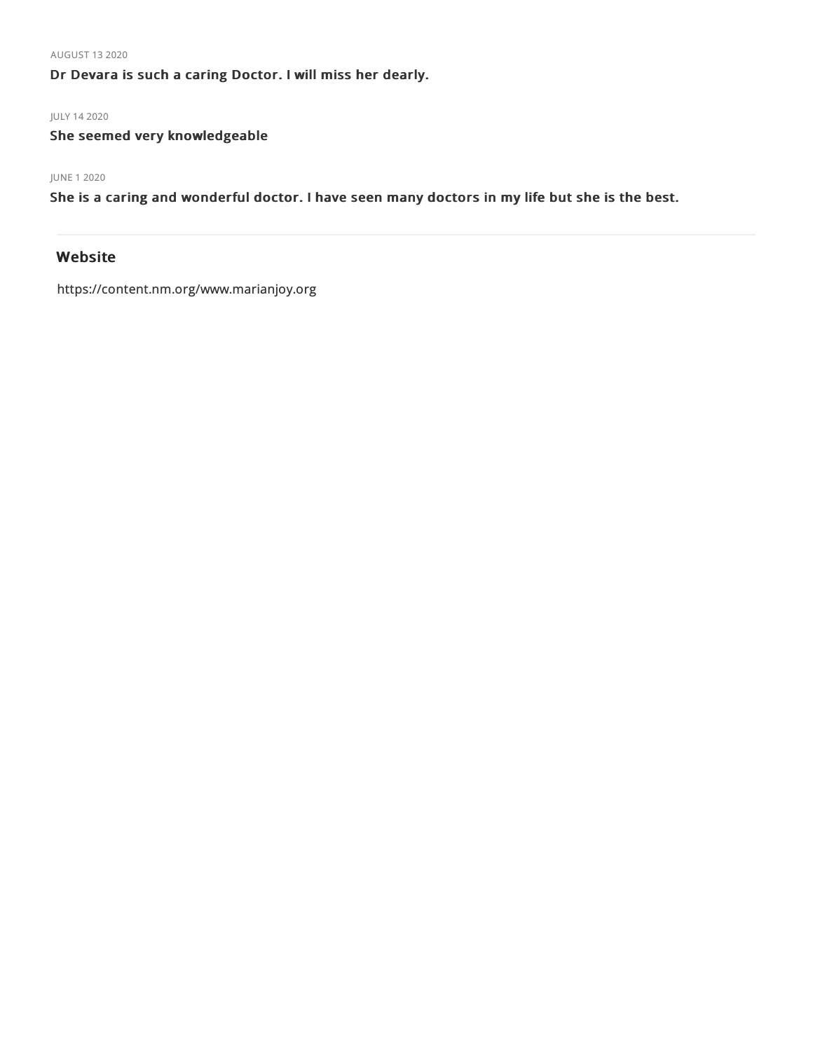AUGUST 13 2020

**Dr Devara is such a caring Doctor. I will miss her dearly.**

JULY 14 2020

**She seemed very knowledgeable**

JUNE 1 2020

**She is a caring and wonderful doctor. I have seen many doctors in my life but she is the best.**

---

## Website

https://content.nm.org/www.marianjoy.org